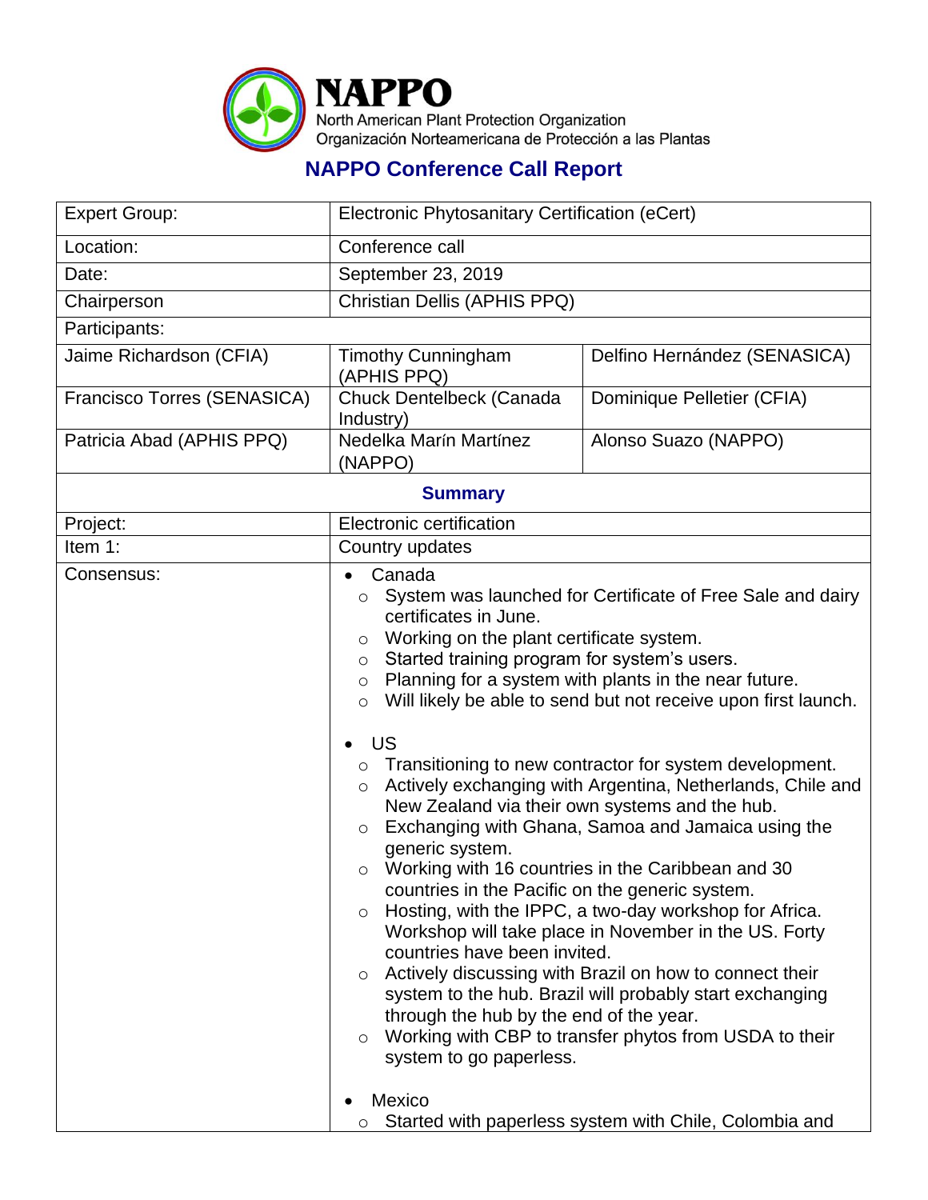# NAPPO

North American Plant Protection Organization
Organización Norteamericana de Protección a las Plantas

## NAPPO Conference Call Report

| Expert Group: | Electronic Phytosanitary Certification (eCert) | |
|---|---|---|
| Location: | Conference call | |
| Date: | September 23, 2019 | |
| Chairperson | Christian Dellis (APHIS PPQ) | |
| Participants: | | |
| Jaime Richardson (CFIA) | Timothy Cunningham (APHIS PPQ) | Delfino Hernández (SENASICA) |
| Francisco Torres (SENASICA) | Chuck Dentelbeck (Canada Industry) | Dominique Pelletier (CFIA) |
| Patricia Abad (APHIS PPQ) | Nedelka Marín Martínez (NAPPO) | Alonso Suazo (NAPPO) |

### Summary

| Project: | Electronic certification |
|---|---|
| Item 1: | Country updates |
| Consensus: | • Canada<br>○ System was launched for Certificate of Free Sale and dairy certificates in June.<br>○ Working on the plant certificate system.<br>○ Started training program for system's users.<br>○ Planning for a system with plants in the near future.<br>○ Will likely be able to send but not receive upon first launch.<br><br>• US<br>○ Transitioning to new contractor for system development.<br>○ Actively exchanging with Argentina, Netherlands, Chile and New Zealand via their own systems and the hub.<br>○ Exchanging with Ghana, Samoa and Jamaica using the generic system.<br>○ Working with 16 countries in the Caribbean and 30 countries in the Pacific on the generic system.<br>○ Hosting, with the IPPC, a two-day workshop for Africa. Workshop will take place in November in the US. Forty countries have been invited.<br>○ Actively discussing with Brazil on how to connect their system to the hub. Brazil will probably start exchanging through the hub by the end of the year.<br>○ Working with CBP to transfer phytos from USDA to their system to go paperless.<br><br>• Mexico<br>○ Started with paperless system with Chile, Colombia and |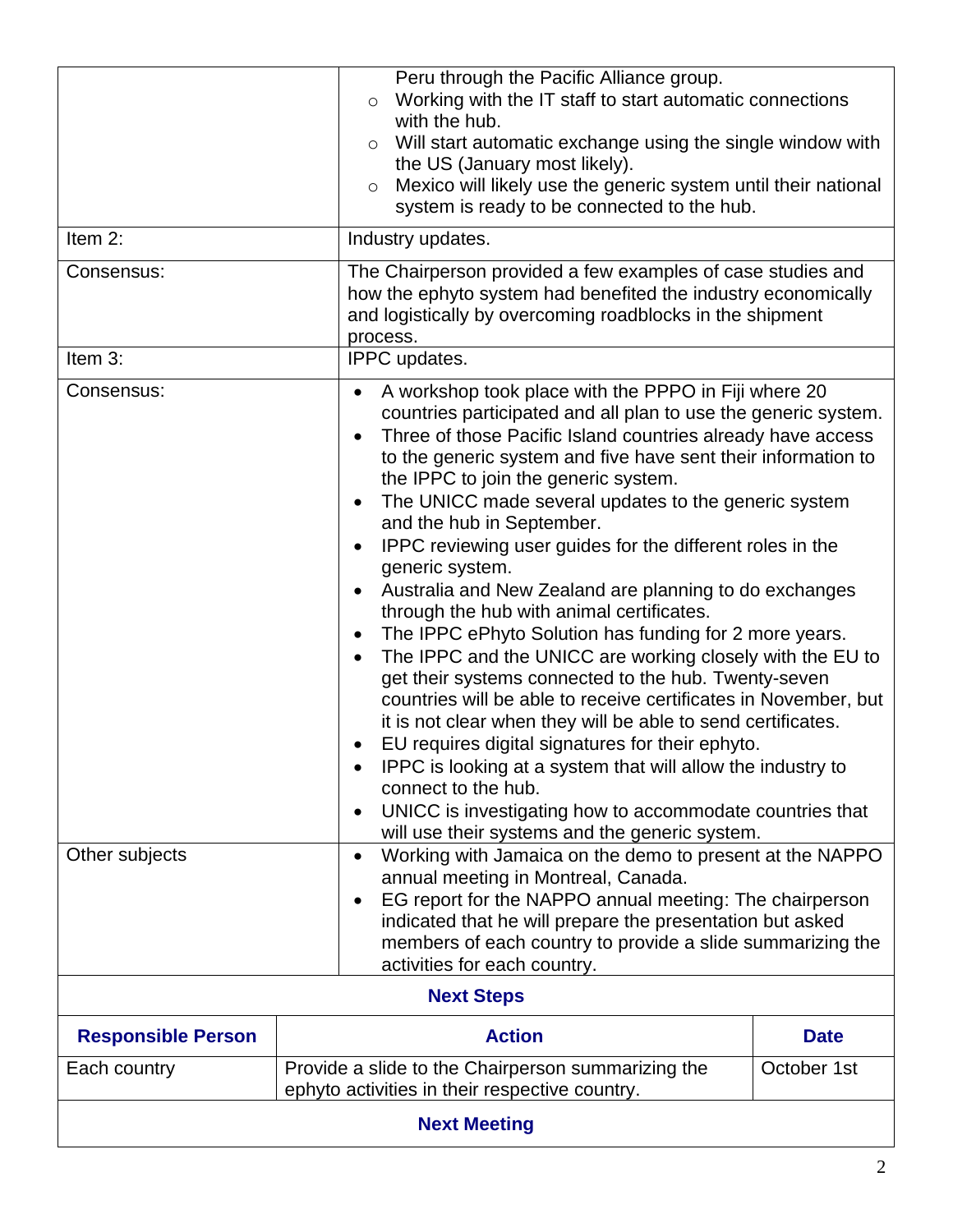| | |
|---|---|
| | Peru through the Pacific Alliance group.<br>◦ Working with the IT staff to start automatic connections with the hub.<br>◦ Will start automatic exchange using the single window with the US (January most likely).<br>◦ Mexico will likely use the generic system until their national system is ready to be connected to the hub. |
| Item 2: | Industry updates. |
| Consensus: | The Chairperson provided a few examples of case studies and how the ephyto system had benefited the industry economically and logistically by overcoming roadblocks in the shipment process. |
| Item 3: | IPPC updates. |
| Consensus: | • A workshop took place with the PPPO in Fiji where 20 countries participated and all plan to use the generic system.<br>• Three of those Pacific Island countries already have access to the generic system and five have sent their information to the IPPC to join the generic system.<br>• The UNICC made several updates to the generic system and the hub in September.<br>• IPPC reviewing user guides for the different roles in the generic system.<br>• Australia and New Zealand are planning to do exchanges through the hub with animal certificates.<br>• The IPPC ePhyto Solution has funding for 2 more years.<br>• The IPPC and the UNICC are working closely with the EU to get their systems connected to the hub. Twenty-seven countries will be able to receive certificates in November, but it is not clear when they will be able to send certificates.<br>• EU requires digital signatures for their ephyto.<br>• IPPC is looking at a system that will allow the industry to connect to the hub.<br>• UNICC is investigating how to accommodate countries that will use their systems and the generic system. |
| Other subjects | • Working with Jamaica on the demo to present at the NAPPO annual meeting in Montreal, Canada.<br>• EG report for the NAPPO annual meeting: The chairperson indicated that he will prepare the presentation but asked members of each country to provide a slide summarizing the activities for each country. |

**Next Steps**

| Responsible Person | Action | Date |
|---|---|---|
| Each country | Provide a slide to the Chairperson summarizing the ephyto activities in their respective country. | October 1st |

**Next Meeting**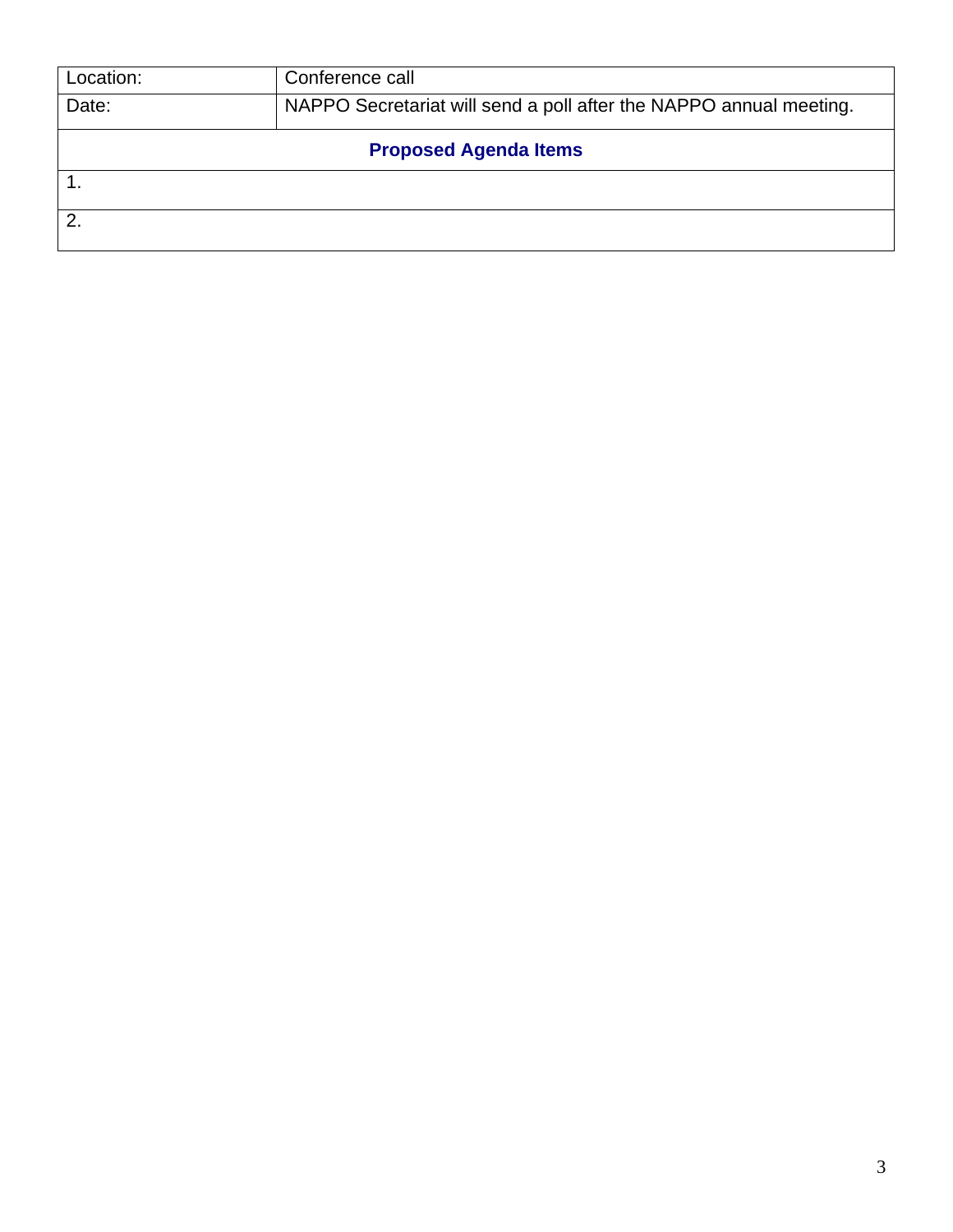| | |
|---|---|
| Location: | Conference call |
| Date: | NAPPO Secretariat will send a poll after the NAPPO annual meeting. |
| **Proposed Agenda Items** | |
| 1. | |
| 2. | |